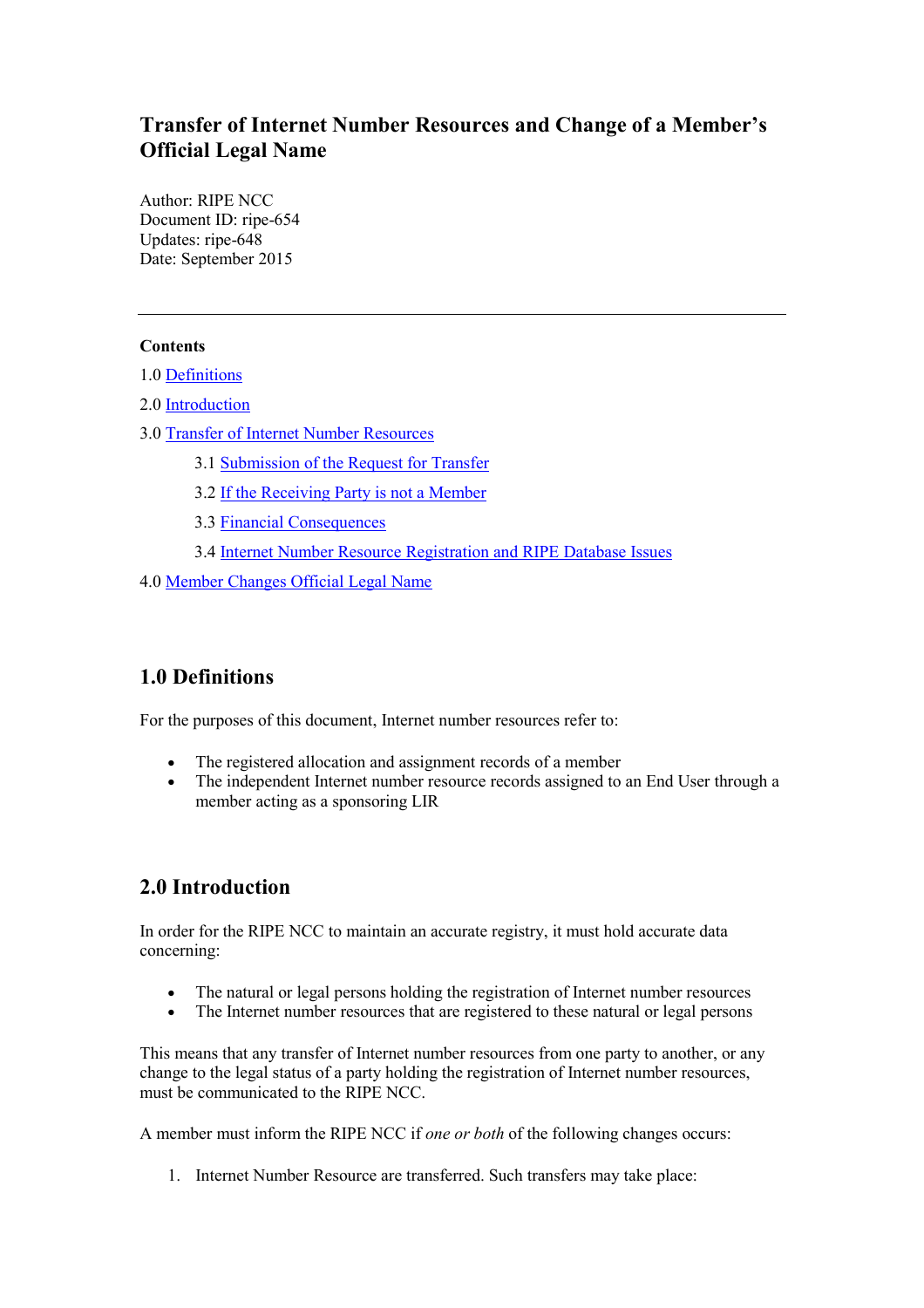# Transfer of Internet Number Resources and Change of a Member's Official Legal Name

Author: RIPE NCC
Document ID: ripe-654
Updates: ripe-648
Date: September 2015

---

**Contents**

1.0 Definitions

2.0 Introduction

3.0 Transfer of Internet Number Resources

- 3.1 Submission of the Request for Transfer
- 3.2 If the Receiving Party is not a Member
- 3.3 Financial Consequences
- 3.4 Internet Number Resource Registration and RIPE Database Issues

4.0 Member Changes Official Legal Name

## 1.0 Definitions

For the purposes of this document, Internet number resources refer to:

- The registered allocation and assignment records of a member
- The independent Internet number resource records assigned to an End User through a member acting as a sponsoring LIR

## 2.0 Introduction

In order for the RIPE NCC to maintain an accurate registry, it must hold accurate data concerning:

- The natural or legal persons holding the registration of Internet number resources
- The Internet number resources that are registered to these natural or legal persons

This means that any transfer of Internet number resources from one party to another, or any change to the legal status of a party holding the registration of Internet number resources, must be communicated to the RIPE NCC.

A member must inform the RIPE NCC if *one or both* of the following changes occurs:

1. Internet Number Resource are transferred. Such transfers may take place: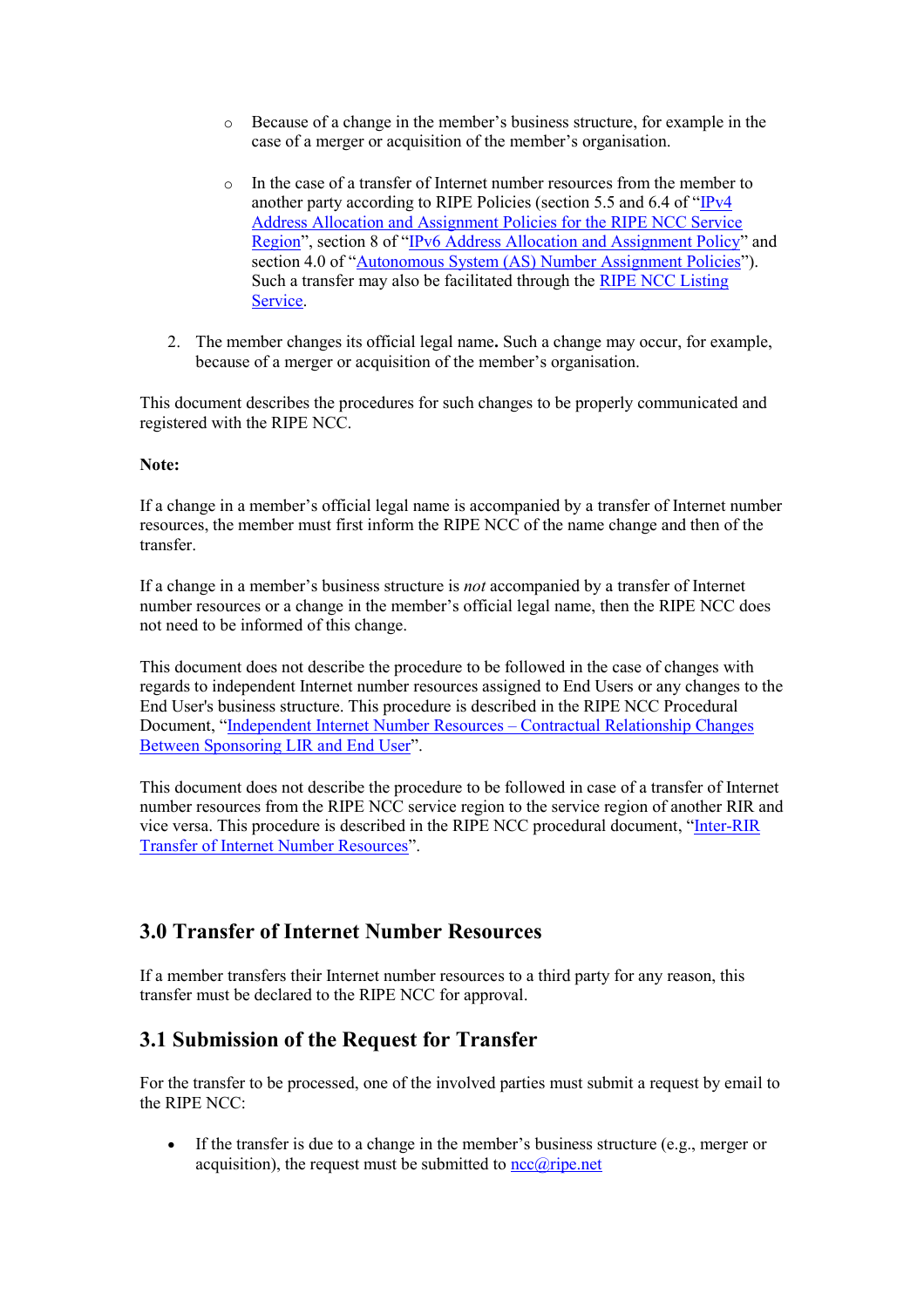- Because of a change in the member's business structure, for example in the case of a merger or acquisition of the member's organisation.

  - In the case of a transfer of Internet number resources from the member to another party according to RIPE Policies (section 5.5 and 6.4 of "IPv4 Address Allocation and Assignment Policies for the RIPE NCC Service Region", section 8 of "IPv6 Address Allocation and Assignment Policy" and section 4.0 of "Autonomous System (AS) Number Assignment Policies"). Such a transfer may also be facilitated through the RIPE NCC Listing Service.

2. The member changes its official legal name**.** Such a change may occur, for example, because of a merger or acquisition of the member's organisation.

This document describes the procedures for such changes to be properly communicated and registered with the RIPE NCC.

**Note:**

If a change in a member's official legal name is accompanied by a transfer of Internet number resources, the member must first inform the RIPE NCC of the name change and then of the transfer.

If a change in a member's business structure is *not* accompanied by a transfer of Internet number resources or a change in the member's official legal name, then the RIPE NCC does not need to be informed of this change.

This document does not describe the procedure to be followed in the case of changes with regards to independent Internet number resources assigned to End Users or any changes to the End User's business structure. This procedure is described in the RIPE NCC Procedural Document, "Independent Internet Number Resources – Contractual Relationship Changes Between Sponsoring LIR and End User".

This document does not describe the procedure to be followed in case of a transfer of Internet number resources from the RIPE NCC service region to the service region of another RIR and vice versa. This procedure is described in the RIPE NCC procedural document, "Inter-RIR Transfer of Internet Number Resources".

## 3.0 Transfer of Internet Number Resources

If a member transfers their Internet number resources to a third party for any reason, this transfer must be declared to the RIPE NCC for approval.

## 3.1 Submission of the Request for Transfer

For the transfer to be processed, one of the involved parties must submit a request by email to the RIPE NCC:

- If the transfer is due to a change in the member's business structure (e.g., merger or acquisition), the request must be submitted to ncc@ripe.net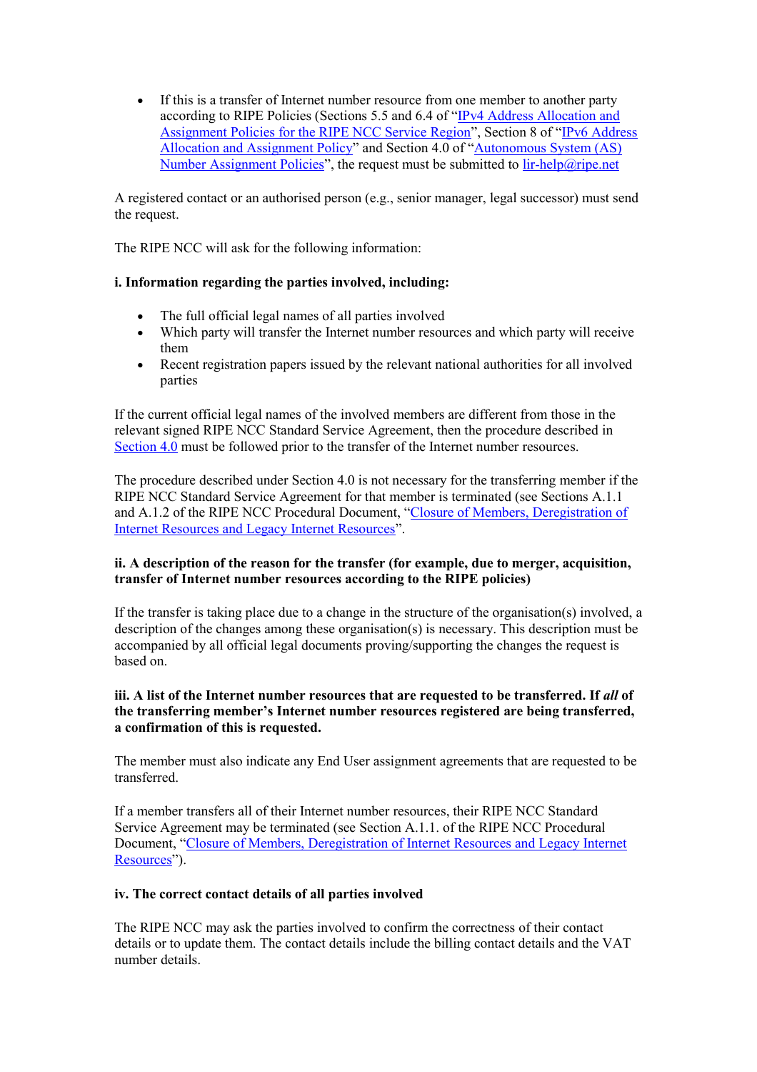- If this is a transfer of Internet number resource from one member to another party according to RIPE Policies (Sections 5.5 and 6.4 of "[IPv4 Address Allocation and Assignment Policies for the RIPE NCC Service Region]()", Section 8 of "[IPv6 Address Allocation and Assignment Policy]()" and Section 4.0 of "[Autonomous System (AS) Number Assignment Policies]()", the request must be submitted to [lir-help@ripe.net](mailto:lir-help@ripe.net)

A registered contact or an authorised person (e.g., senior manager, legal successor) must send the request.

The RIPE NCC will ask for the following information:

**i. Information regarding the parties involved, including:**

- The full official legal names of all parties involved
- Which party will transfer the Internet number resources and which party will receive them
- Recent registration papers issued by the relevant national authorities for all involved parties

If the current official legal names of the involved members are different from those in the relevant signed RIPE NCC Standard Service Agreement, then the procedure described in [Section 4.0]() must be followed prior to the transfer of the Internet number resources.

The procedure described under Section 4.0 is not necessary for the transferring member if the RIPE NCC Standard Service Agreement for that member is terminated (see Sections A.1.1 and A.1.2 of the RIPE NCC Procedural Document, "[Closure of Members, Deregistration of Internet Resources and Legacy Internet Resources]()".

**ii. A description of the reason for the transfer (for example, due to merger, acquisition, transfer of Internet number resources according to the RIPE policies)**

If the transfer is taking place due to a change in the structure of the organisation(s) involved, a description of the changes among these organisation(s) is necessary. This description must be accompanied by all official legal documents proving/supporting the changes the request is based on.

**iii. A list of the Internet number resources that are requested to be transferred. If *all* of the transferring member's Internet number resources registered are being transferred, a confirmation of this is requested.**

The member must also indicate any End User assignment agreements that are requested to be transferred.

If a member transfers all of their Internet number resources, their RIPE NCC Standard Service Agreement may be terminated (see Section A.1.1. of the RIPE NCC Procedural Document, "[Closure of Members, Deregistration of Internet Resources and Legacy Internet Resources]()").

**iv. The correct contact details of all parties involved**

The RIPE NCC may ask the parties involved to confirm the correctness of their contact details or to update them. The contact details include the billing contact details and the VAT number details.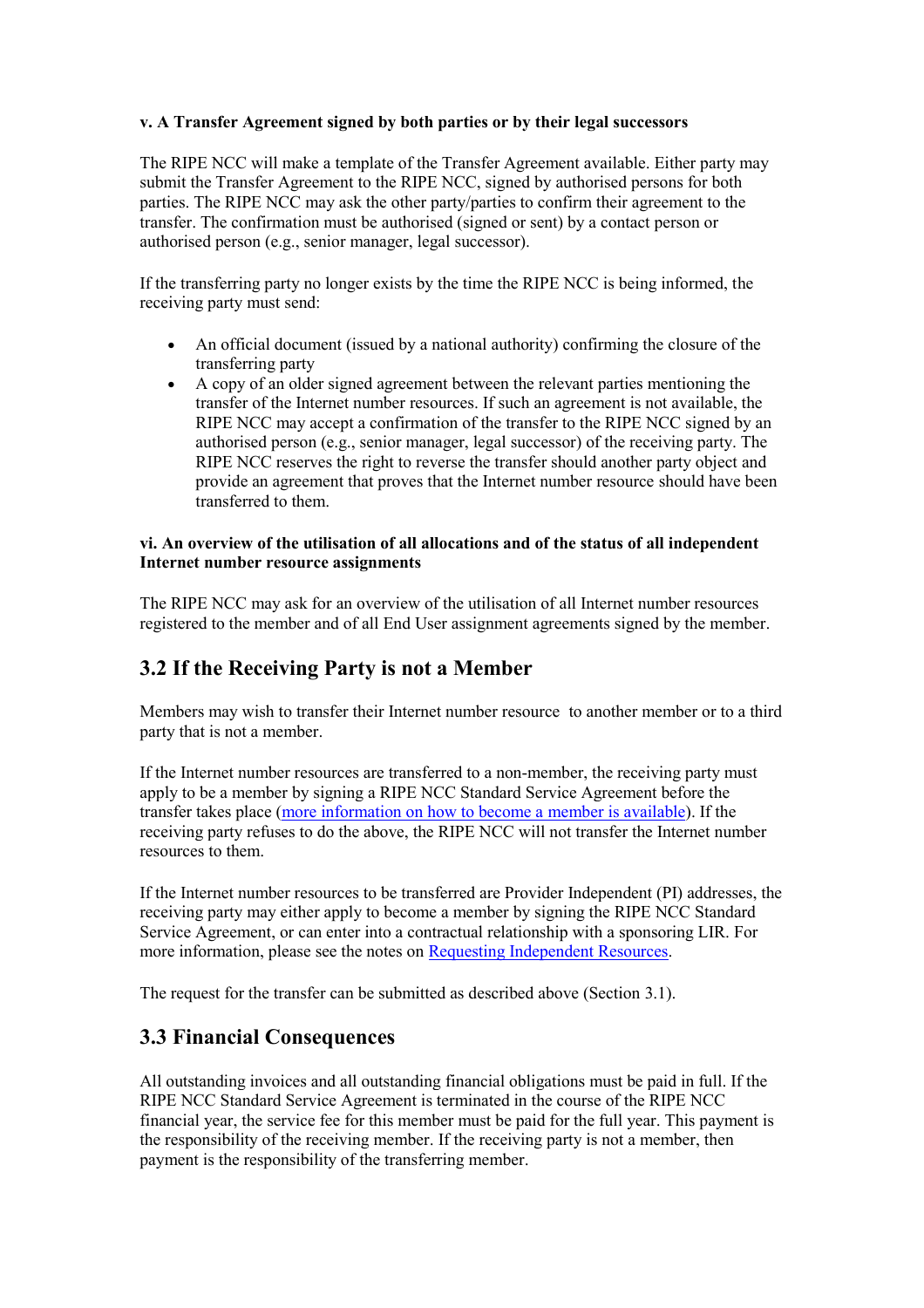**v. A Transfer Agreement signed by both parties or by their legal successors**

The RIPE NCC will make a template of the Transfer Agreement available. Either party may submit the Transfer Agreement to the RIPE NCC, signed by authorised persons for both parties. The RIPE NCC may ask the other party/parties to confirm their agreement to the transfer. The confirmation must be authorised (signed or sent) by a contact person or authorised person (e.g., senior manager, legal successor).

If the transferring party no longer exists by the time the RIPE NCC is being informed, the receiving party must send:

- An official document (issued by a national authority) confirming the closure of the transferring party
- A copy of an older signed agreement between the relevant parties mentioning the transfer of the Internet number resources. If such an agreement is not available, the RIPE NCC may accept a confirmation of the transfer to the RIPE NCC signed by an authorised person (e.g., senior manager, legal successor) of the receiving party. The RIPE NCC reserves the right to reverse the transfer should another party object and provide an agreement that proves that the Internet number resource should have been transferred to them.

**vi. An overview of the utilisation of all allocations and of the status of all independent Internet number resource assignments**

The RIPE NCC may ask for an overview of the utilisation of all Internet number resources registered to the member and of all End User assignment agreements signed by the member.

## 3.2 If the Receiving Party is not a Member

Members may wish to transfer their Internet number resource to another member or to a third party that is not a member.

If the Internet number resources are transferred to a non-member, the receiving party must apply to be a member by signing a RIPE NCC Standard Service Agreement before the transfer takes place (more information on how to become a member is available). If the receiving party refuses to do the above, the RIPE NCC will not transfer the Internet number resources to them.

If the Internet number resources to be transferred are Provider Independent (PI) addresses, the receiving party may either apply to become a member by signing the RIPE NCC Standard Service Agreement, or can enter into a contractual relationship with a sponsoring LIR. For more information, please see the notes on Requesting Independent Resources.

The request for the transfer can be submitted as described above (Section 3.1).

## 3.3 Financial Consequences

All outstanding invoices and all outstanding financial obligations must be paid in full. If the RIPE NCC Standard Service Agreement is terminated in the course of the RIPE NCC financial year, the service fee for this member must be paid for the full year. This payment is the responsibility of the receiving member. If the receiving party is not a member, then payment is the responsibility of the transferring member.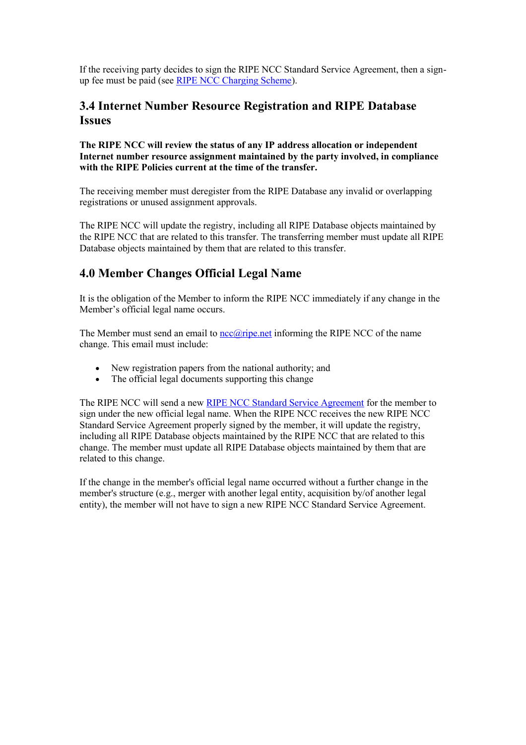If the receiving party decides to sign the RIPE NCC Standard Service Agreement, then a sign-up fee must be paid (see [RIPE NCC Charging Scheme]).

## 3.4 Internet Number Resource Registration and RIPE Database Issues

**The RIPE NCC will review the status of any IP address allocation or independent Internet number resource assignment maintained by the party involved, in compliance with the RIPE Policies current at the time of the transfer.**

The receiving member must deregister from the RIPE Database any invalid or overlapping registrations or unused assignment approvals.

The RIPE NCC will update the registry, including all RIPE Database objects maintained by the RIPE NCC that are related to this transfer. The transferring member must update all RIPE Database objects maintained by them that are related to this transfer.

## 4.0 Member Changes Official Legal Name

It is the obligation of the Member to inform the RIPE NCC immediately if any change in the Member's official legal name occurs.

The Member must send an email to ncc@ripe.net informing the RIPE NCC of the name change. This email must include:

- New registration papers from the national authority; and
- The official legal documents supporting this change

The RIPE NCC will send a new [RIPE NCC Standard Service Agreement] for the member to sign under the new official legal name. When the RIPE NCC receives the new RIPE NCC Standard Service Agreement properly signed by the member, it will update the registry, including all RIPE Database objects maintained by the RIPE NCC that are related to this change. The member must update all RIPE Database objects maintained by them that are related to this change.

If the change in the member's official legal name occurred without a further change in the member's structure (e.g., merger with another legal entity, acquisition by/of another legal entity), the member will not have to sign a new RIPE NCC Standard Service Agreement.